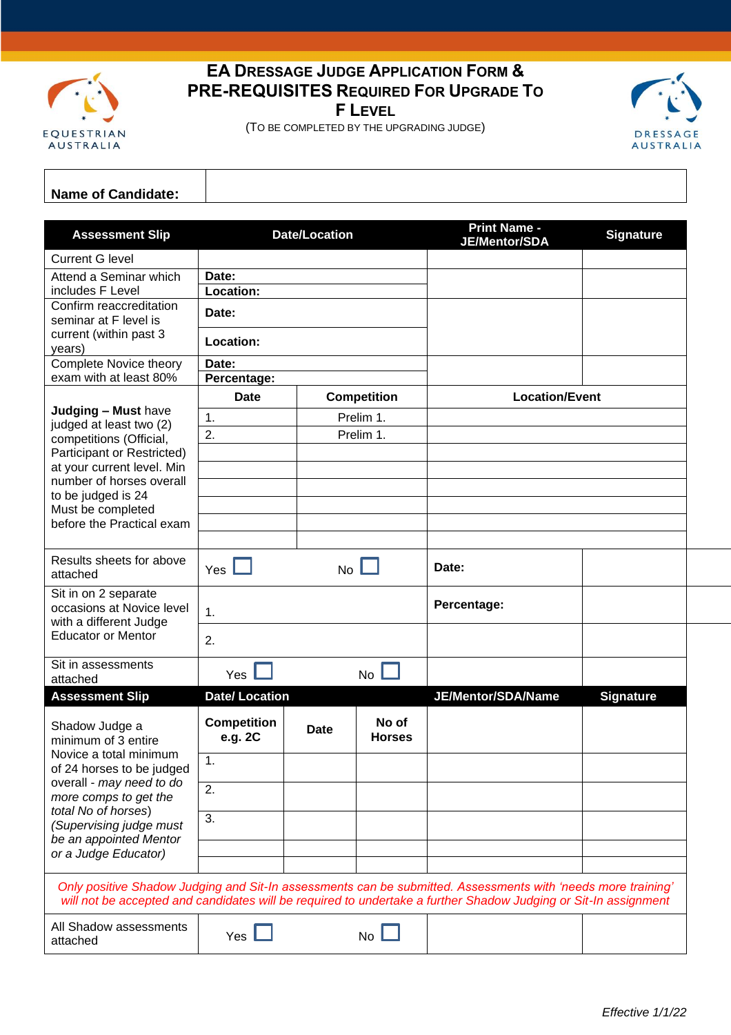# EA Dressage Judge Application Form & Pre-Requisites Required For Upgrade To F Level

(To be completed by the upgrading judge)

| Name of Candidate: | |
|---|---|

| Assessment Slip | Date/Location | | | Print Name - JE/Mentor/SDA | Signature |
|---|---|---|---|---|---|
| Current G level | | | | | |
| Attend a Seminar which includes F Level | **Date:** | | | | |
| | **Location:** | | | | |
| Confirm reaccreditation seminar at F level is current (within past 3 years) | **Date:** | | | | |
| | **Location:** | | | | |
| Complete Novice theory exam with at least 80% | **Date:** | | | | |
| | **Percentage:** | | | | |
| **Judging – Must** have judged at least two (2) competitions (Official, Participant or Restricted) at your current level. Min number of horses overall to be judged is 24 Must be completed before the Practical exam | **Date** | **Competition** | | **Location/Event** | |
| | 1. | Prelim 1. | | | |
| | 2. | Prelim 1. | | | |
| | | | | | |
| | | | | | |
| | | | | | |
| | | | | | |
| | | | | | |
| | | | | | |
| Results sheets for above attached | Yes ☐ | No ☐ | | **Date:** | |
| Sit in on 2 separate occasions at Novice level with a different Judge Educator or Mentor | 1. | | | **Percentage:** | |
| | 2. | | | | |
| Sit in assessments attached | Yes ☐ | No ☐ | | | |

| Assessment Slip | Date/ Location | | | JE/Mentor/SDA/Name | Signature |
|---|---|---|---|---|---|
| Shadow Judge a minimum of 3 entire Novice a total minimum of 24 horses to be judged overall - *may need to do more comps to get the total No of horses*) *(Supervising judge must be an appointed Mentor or a Judge Educator)* | **Competition e.g. 2C** | **Date** | **No of Horses** | | |
| | 1. | | | | |
| | 2. | | | | |
| | 3. | | | | |
| | | | | | |
| | | | | | |

*Only positive Shadow Judging and Sit-In assessments can be submitted. Assessments with 'needs more training' will not be accepted and candidates will be required to undertake a further Shadow Judging or Sit-In assignment*

| All Shadow assessments attached | Yes ☐ | No ☐ | | |
|---|---|---|---|---|

*Effective 1/1/22*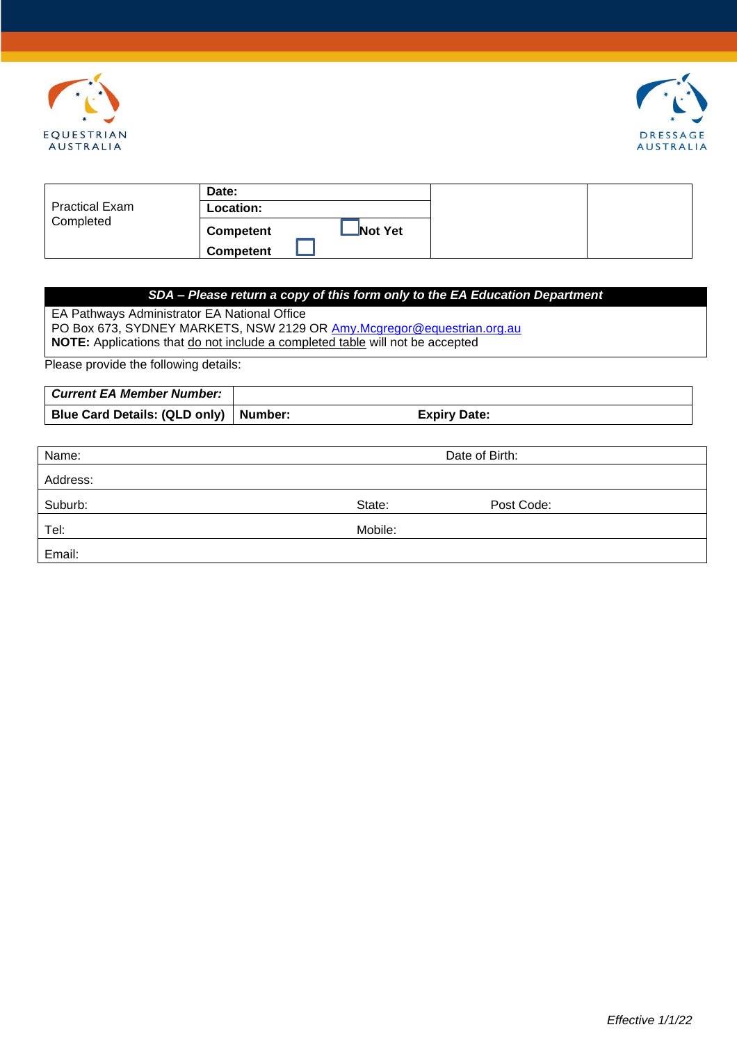| Practical Exam Completed | **Date:** | | |
|---|---|---|---|
| | **Location:** | | |
| | **Competent** ☐ **Not Yet Competent** ☐ | | |

| *SDA – Please return a copy of this form only to the EA Education Department* |
|---|
| EA Pathways Administrator EA National Office<br>PO Box 673, SYDNEY MARKETS, NSW 2129 OR Amy.Mcgregor@equestrian.org.au<br>**NOTE:** Applications that do not include a completed table will not be accepted |

Please provide the following details:

| ***Current EA Member Number:*** | | |
|---|---|---|
| **Blue Card Details: (QLD only)** | **Number:** | **Expiry Date:** |

| Name: | | Date of Birth: |
|---|---|---|
| Address: | | |
| Suburb: | State: | Post Code: |
| Tel: | Mobile: | |
| Email: | | |

*Effective 1/1/22*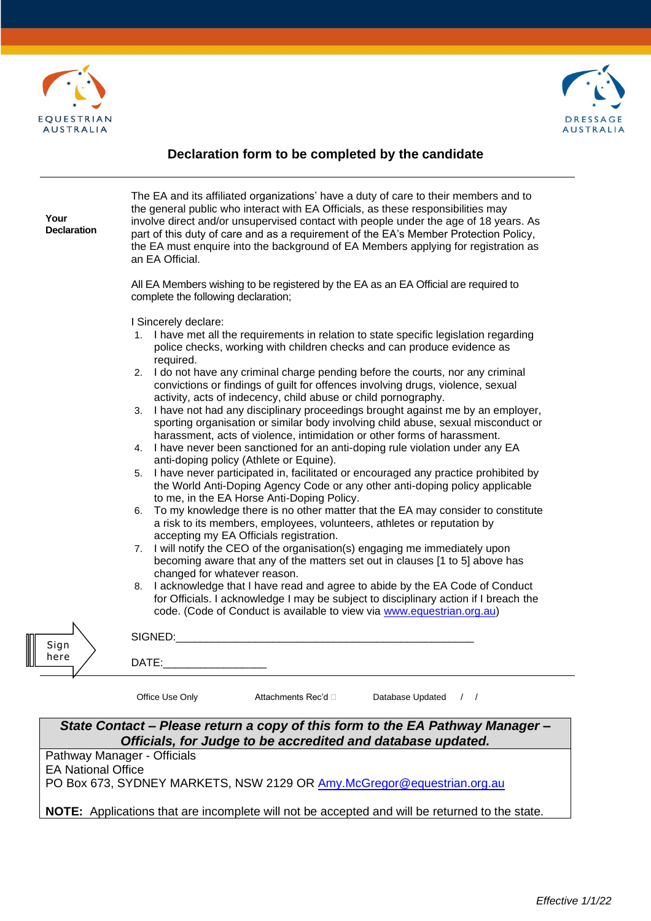EQUESTRIAN AUSTRALIA

DRESSAGE AUSTRALIA

## Declaration form to be completed by the candidate

**Your Declaration**

The EA and its affiliated organizations' have a duty of care to their members and to the general public who interact with EA Officials, as these responsibilities may involve direct and/or unsupervised contact with people under the age of 18 years. As part of this duty of care and as a requirement of the EA's Member Protection Policy, the EA must enquire into the background of EA Members applying for registration as an EA Official.

All EA Members wishing to be registered by the EA as an EA Official are required to complete the following declaration;

I Sincerely declare:

1. I have met all the requirements in relation to state specific legislation regarding police checks, working with children checks and can produce evidence as required.
2. I do not have any criminal charge pending before the courts, nor any criminal convictions or findings of guilt for offences involving drugs, violence, sexual activity, acts of indecency, child abuse or child pornography.
3. I have not had any disciplinary proceedings brought against me by an employer, sporting organisation or similar body involving child abuse, sexual misconduct or harassment, acts of violence, intimidation or other forms of harassment.
4. I have never been sanctioned for an anti-doping rule violation under any EA anti-doping policy (Athlete or Equine).
5. I have never participated in, facilitated or encouraged any practice prohibited by the World Anti-Doping Agency Code or any other anti-doping policy applicable to me, in the EA Horse Anti-Doping Policy.
6. To my knowledge there is no other matter that the EA may consider to constitute a risk to its members, employees, volunteers, athletes or reputation by accepting my EA Officials registration.
7. I will notify the CEO of the organisation(s) engaging me immediately upon becoming aware that any of the matters set out in clauses [1 to 5] above has changed for whatever reason.
8. I acknowledge that I have read and agree to abide by the EA Code of Conduct for Officials. I acknowledge I may be subject to disciplinary action if I breach the code. (Code of Conduct is available to view via www.equestrian.org.au)

Sign here

SIGNED:_________________________________________________

DATE:________________

Office Use Only        Attachments Rec'd ☐        Database Updated    /    /

| ***State Contact – Please return a copy of this form to the EA Pathway Manager – Officials, for Judge to be accredited and database updated.*** |
|---|
| Pathway Manager - Officials<br>EA National Office<br>PO Box 673, SYDNEY MARKETS, NSW 2129 OR Amy.McGregor@equestrian.org.au<br><br>**NOTE:** Applications that are incomplete will not be accepted and will be returned to the state. |

*Effective 1/1/22*